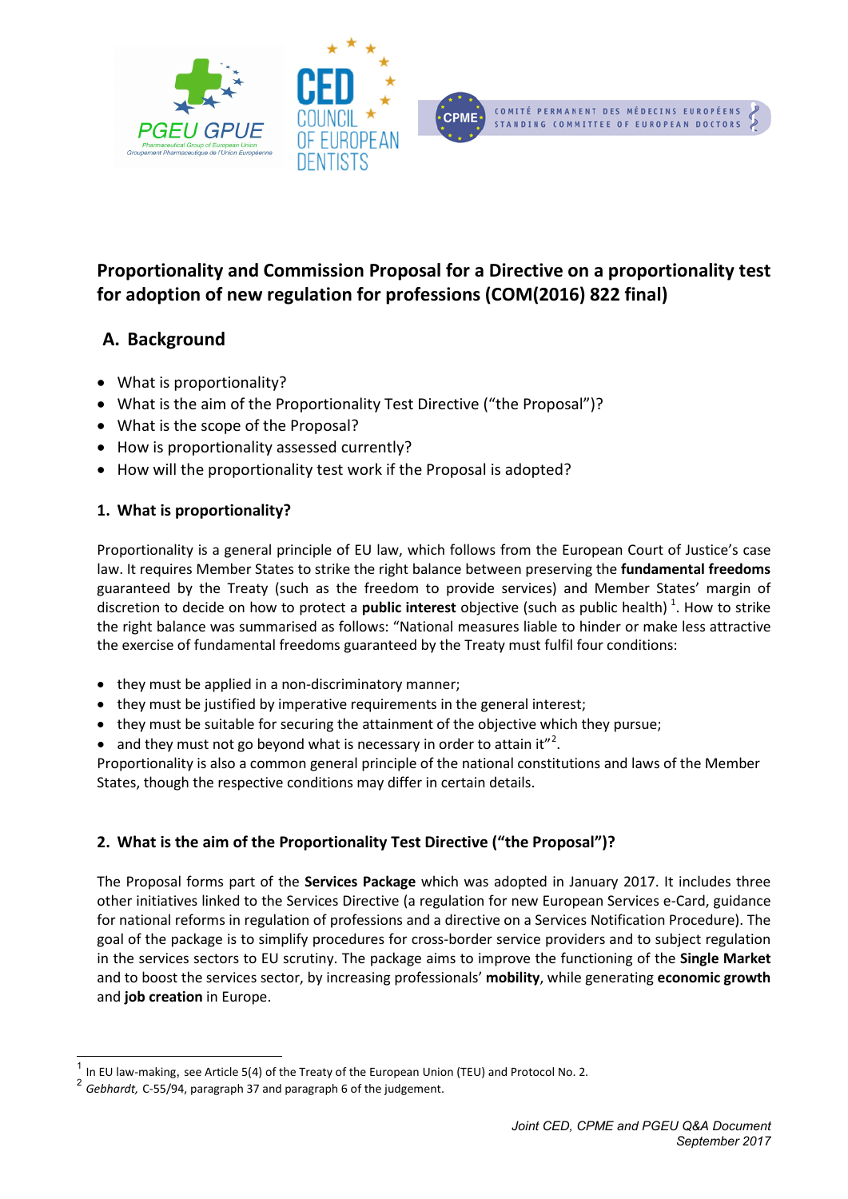# Proportionality and Commission Proposal for a Directive on a proportionality test for adoption of new regulation for professions (COM(2016) 822 final)

## A. Background

- What is proportionality?
- What is the aim of the Proportionality Test Directive ("the Proposal")?
- What is the scope of the Proposal?
- How is proportionality assessed currently?
- How will the proportionality test work if the Proposal is adopted?

### 1. What is proportionality?

Proportionality is a general principle of EU law, which follows from the European Court of Justice's case law. It requires Member States to strike the right balance between preserving the **fundamental freedoms** guaranteed by the Treaty (such as the freedom to provide services) and Member States' margin of discretion to decide on how to protect a **public interest** objective (such as public health) [1]. How to strike the right balance was summarised as follows: "National measures liable to hinder or make less attractive the exercise of fundamental freedoms guaranteed by the Treaty must fulfil four conditions:

- they must be applied in a non-discriminatory manner;
- they must be justified by imperative requirements in the general interest;
- they must be suitable for securing the attainment of the objective which they pursue;
- and they must not go beyond what is necessary in order to attain it"[2].

Proportionality is also a common general principle of the national constitutions and laws of the Member States, though the respective conditions may differ in certain details.

### 2. What is the aim of the Proportionality Test Directive ("the Proposal")?

The Proposal forms part of the **Services Package** which was adopted in January 2017. It includes three other initiatives linked to the Services Directive (a regulation for new European Services e-Card, guidance for national reforms in regulation of professions and a directive on a Services Notification Procedure). The goal of the package is to simplify procedures for cross-border service providers and to subject regulation in the services sectors to EU scrutiny. The package aims to improve the functioning of the **Single Market** and to boost the services sector, by increasing professionals' **mobility**, while generating **economic growth** and **job creation** in Europe.

---

[1] In EU law-making, see Article 5(4) of the Treaty of the European Union (TEU) and Protocol No. 2.

[2] *Gebhardt,* C-55/94, paragraph 37 and paragraph 6 of the judgement.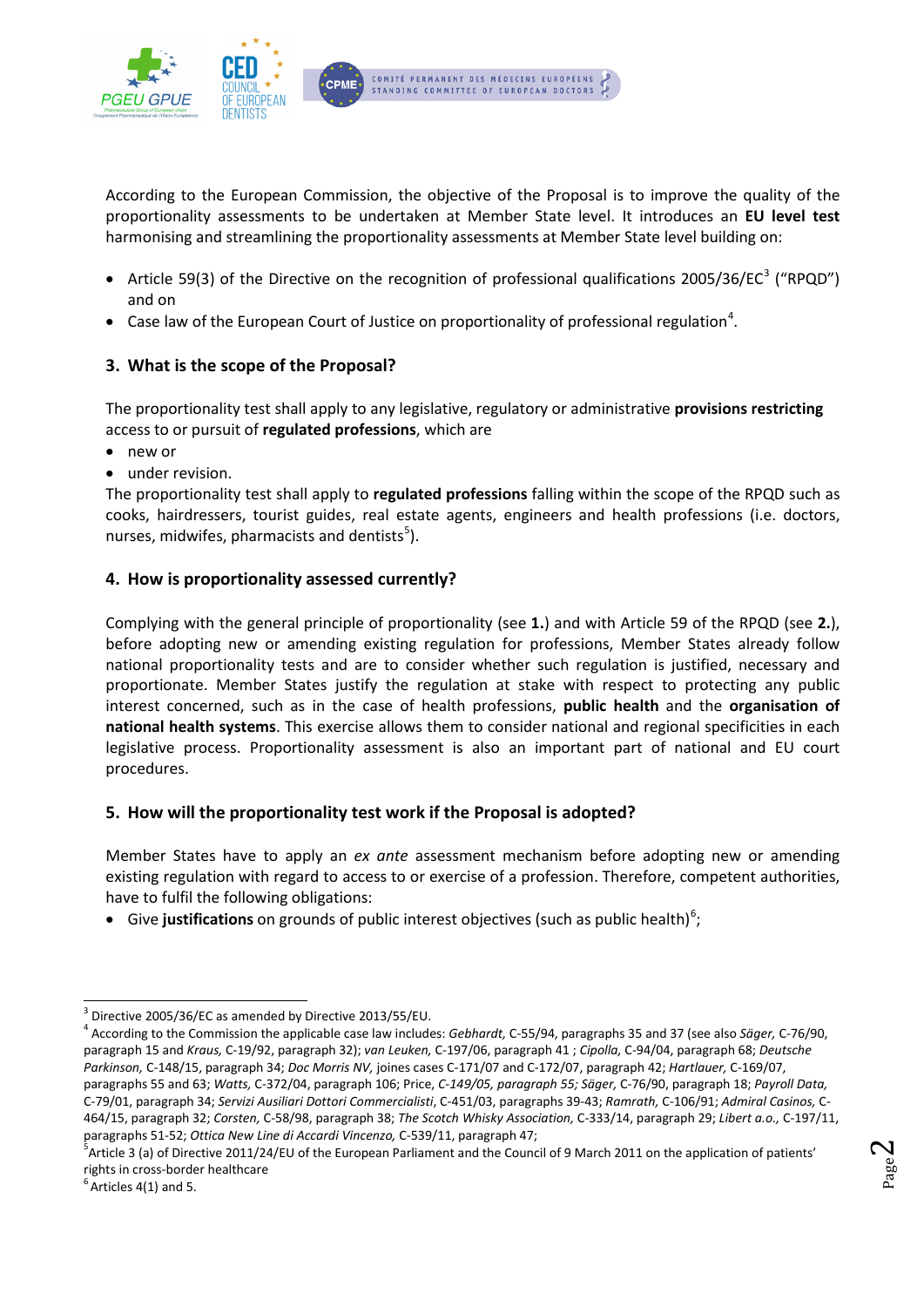According to the European Commission, the objective of the Proposal is to improve the quality of the proportionality assessments to be undertaken at Member State level. It introduces an **EU level test** harmonising and streamlining the proportionality assessments at Member State level building on:

- Article 59(3) of the Directive on the recognition of professional qualifications 2005/36/EC[3] ("RPQD") and on
- Case law of the European Court of Justice on proportionality of professional regulation[4].

## 3. What is the scope of the Proposal?

The proportionality test shall apply to any legislative, regulatory or administrative **provisions restricting** access to or pursuit of **regulated professions**, which are

- new or
- under revision.

The proportionality test shall apply to **regulated professions** falling within the scope of the RPQD such as cooks, hairdressers, tourist guides, real estate agents, engineers and health professions (i.e. doctors, nurses, midwifes, pharmacists and dentists[5]).

## 4. How is proportionality assessed currently?

Complying with the general principle of proportionality (see **1.**) and with Article 59 of the RPQD (see **2.**), before adopting new or amending existing regulation for professions, Member States already follow national proportionality tests and are to consider whether such regulation is justified, necessary and proportionate. Member States justify the regulation at stake with respect to protecting any public interest concerned, such as in the case of health professions, **public health** and the **organisation of national health systems**. This exercise allows them to consider national and regional specificities in each legislative process. Proportionality assessment is also an important part of national and EU court procedures.

## 5. How will the proportionality test work if the Proposal is adopted?

Member States have to apply an *ex ante* assessment mechanism before adopting new or amending existing regulation with regard to access to or exercise of a profession. Therefore, competent authorities, have to fulfil the following obligations:

- Give **justifications** on grounds of public interest objectives (such as public health)[6];

---

[3] Directive 2005/36/EC as amended by Directive 2013/55/EU.

[4] According to the Commission the applicable case law includes: *Gebhardt,* C-55/94, paragraphs 35 and 37 (see also *Säger,* C-76/90, paragraph 15 and *Kraus,* C-19/92, paragraph 32); *van Leuken,* C-197/06, paragraph 41 ; *Cipolla,* C-94/04, paragraph 68; *Deutsche Parkinson,* C-148/15, paragraph 34; *Doc Morris NV,* joines cases C-171/07 and C-172/07, paragraph 42; *Hartlauer,* C-169/07, paragraphs 55 and 63; *Watts,* C-372/04, paragraph 106; Price, *C-149/05, paragraph 55; Säger,* C-76/90, paragraph 18; *Payroll Data,* C-79/01, paragraph 34; *Servizi Ausiliari Dottori Commercialisti*, C-451/03, paragraphs 39-43; *Ramrath,* C-106/91; *Admiral Casinos,* C-464/15, paragraph 32; *Corsten,* C-58/98, paragraph 38; *The Scotch Whisky Association,* C-333/14, paragraph 29; *Libert a.o.,* C-197/11, paragraphs 51-52; *Ottica New Line di Accardi Vincenzo,* C-539/11, paragraph 47;

[5] Article 3 (a) of Directive 2011/24/EU of the European Parliament and the Council of 9 March 2011 on the application of patients' rights in cross-border healthcare

[6] Articles 4(1) and 5.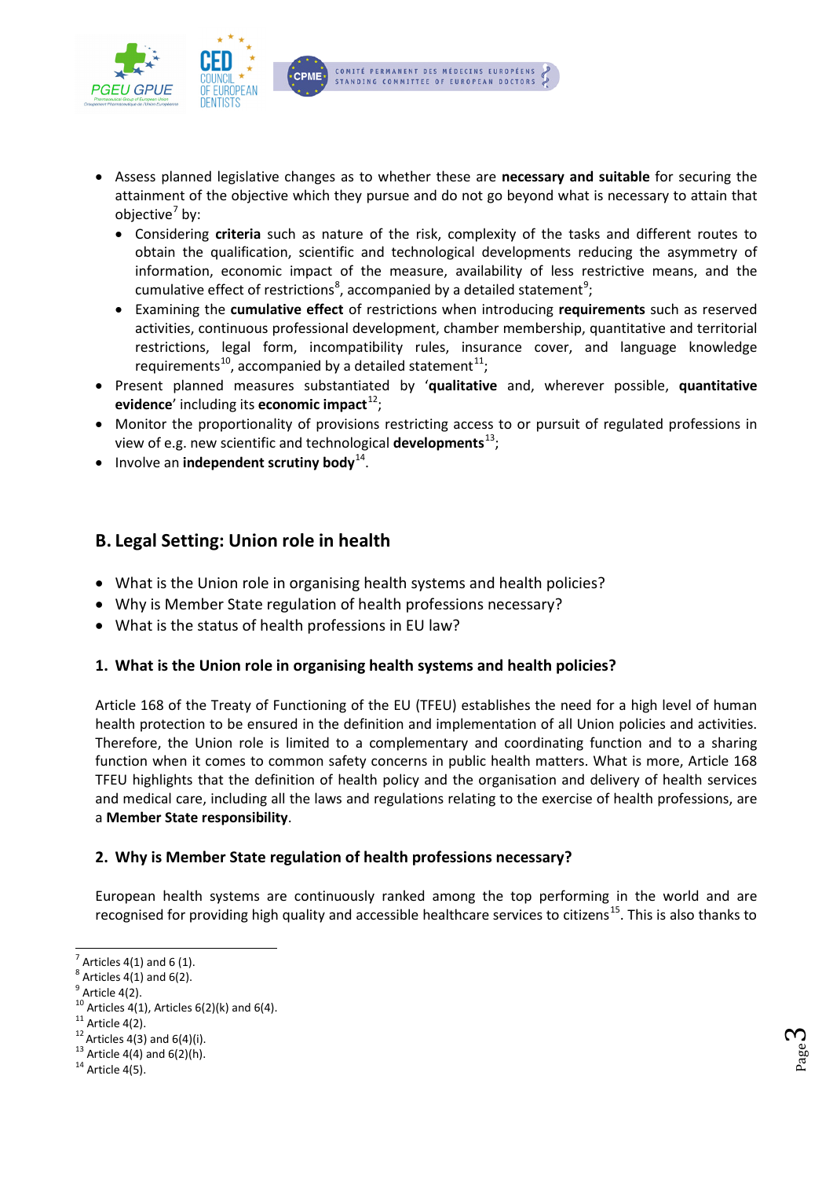- Assess planned legislative changes as to whether these are **necessary and suitable** for securing the attainment of the objective which they pursue and do not go beyond what is necessary to attain that objective[7] by:
  - Considering **criteria** such as nature of the risk, complexity of the tasks and different routes to obtain the qualification, scientific and technological developments reducing the asymmetry of information, economic impact of the measure, availability of less restrictive means, and the cumulative effect of restrictions[8], accompanied by a detailed statement[9];
  - Examining the **cumulative effect** of restrictions when introducing **requirements** such as reserved activities, continuous professional development, chamber membership, quantitative and territorial restrictions, legal form, incompatibility rules, insurance cover, and language knowledge requirements[10], accompanied by a detailed statement[11];
- Present planned measures substantiated by '**qualitative** and, wherever possible, **quantitative evidence**' including its **economic impact**[12];
- Monitor the proportionality of provisions restricting access to or pursuit of regulated professions in view of e.g. new scientific and technological **developments**[13];
- Involve an **independent scrutiny body**[14].

## B. Legal Setting: Union role in health

- What is the Union role in organising health systems and health policies?
- Why is Member State regulation of health professions necessary?
- What is the status of health professions in EU law?

### 1. What is the Union role in organising health systems and health policies?

Article 168 of the Treaty of Functioning of the EU (TFEU) establishes the need for a high level of human health protection to be ensured in the definition and implementation of all Union policies and activities. Therefore, the Union role is limited to a complementary and coordinating function and to a sharing function when it comes to common safety concerns in public health matters. What is more, Article 168 TFEU highlights that the definition of health policy and the organisation and delivery of health services and medical care, including all the laws and regulations relating to the exercise of health professions, are a **Member State responsibility**.

### 2. Why is Member State regulation of health professions necessary?

European health systems are continuously ranked among the top performing in the world and are recognised for providing high quality and accessible healthcare services to citizens[15]. This is also thanks to

---

[7] Articles 4(1) and 6 (1).
[8] Articles 4(1) and 6(2).
[9] Article 4(2).
[10] Articles 4(1), Articles 6(2)(k) and 6(4).
[11] Article 4(2).
[12] Articles 4(3) and 6(4)(i).
[13] Article 4(4) and 6(2)(h).
[14] Article 4(5).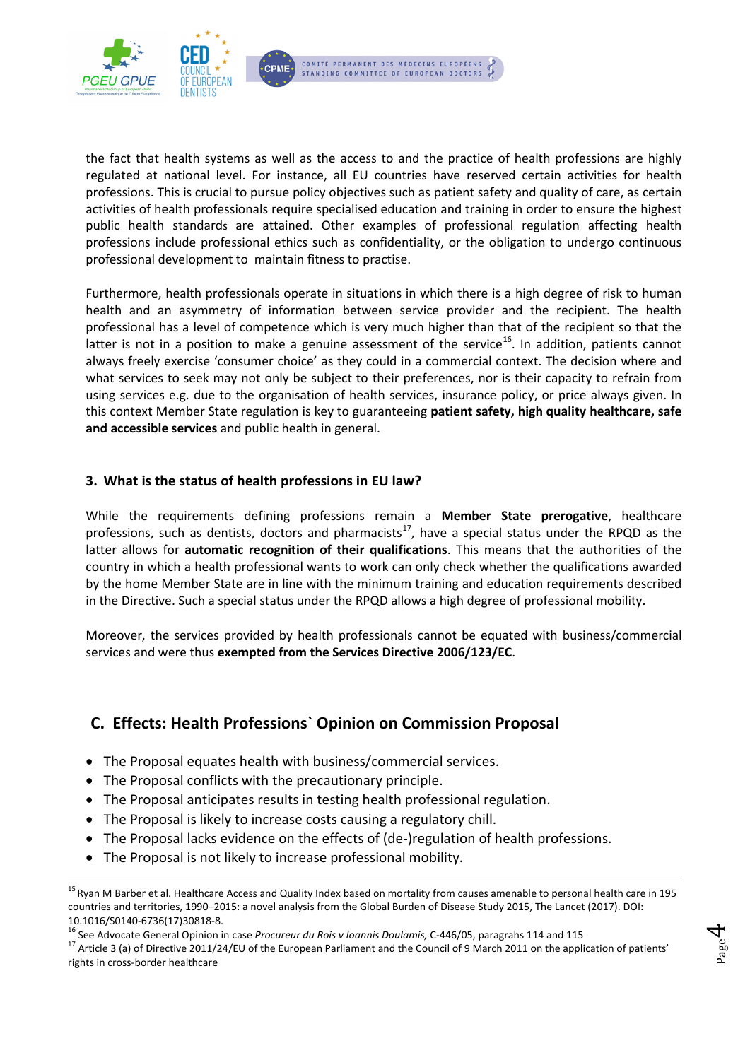the fact that health systems as well as the access to and the practice of health professions are highly regulated at national level. For instance, all EU countries have reserved certain activities for health professions. This is crucial to pursue policy objectives such as patient safety and quality of care, as certain activities of health professionals require specialised education and training in order to ensure the highest public health standards are attained. Other examples of professional regulation affecting health professions include professional ethics such as confidentiality, or the obligation to undergo continuous professional development to maintain fitness to practise.

Furthermore, health professionals operate in situations in which there is a high degree of risk to human health and an asymmetry of information between service provider and the recipient. The health professional has a level of competence which is very much higher than that of the recipient so that the latter is not in a position to make a genuine assessment of the service[16]. In addition, patients cannot always freely exercise 'consumer choice' as they could in a commercial context. The decision where and what services to seek may not only be subject to their preferences, nor is their capacity to refrain from using services e.g. due to the organisation of health services, insurance policy, or price always given. In this context Member State regulation is key to guaranteeing **patient safety, high quality healthcare, safe and accessible services** and public health in general.

### 3. What is the status of health professions in EU law?

While the requirements defining professions remain a **Member State prerogative**, healthcare professions, such as dentists, doctors and pharmacists[17], have a special status under the RPQD as the latter allows for **automatic recognition of their qualifications**. This means that the authorities of the country in which a health professional wants to work can only check whether the qualifications awarded by the home Member State are in line with the minimum training and education requirements described in the Directive. Such a special status under the RPQD allows a high degree of professional mobility.

Moreover, the services provided by health professionals cannot be equated with business/commercial services and were thus **exempted from the Services Directive 2006/123/EC**.

## C. Effects: Health Professions` Opinion on Commission Proposal

- The Proposal equates health with business/commercial services.
- The Proposal conflicts with the precautionary principle.
- The Proposal anticipates results in testing health professional regulation.
- The Proposal is likely to increase costs causing a regulatory chill.
- The Proposal lacks evidence on the effects of (de-)regulation of health professions.
- The Proposal is not likely to increase professional mobility.

---

[15] Ryan M Barber et al. Healthcare Access and Quality Index based on mortality from causes amenable to personal health care in 195 countries and territories, 1990–2015: a novel analysis from the Global Burden of Disease Study 2015, The Lancet (2017). DOI: 10.1016/S0140-6736(17)30818-8.

[16] See Advocate General Opinion in case *Procureur du Rois v Ioannis Doulamis,* C-446/05, paragrahs 114 and 115

[17] Article 3 (a) of Directive 2011/24/EU of the European Parliament and the Council of 9 March 2011 on the application of patients' rights in cross-border healthcare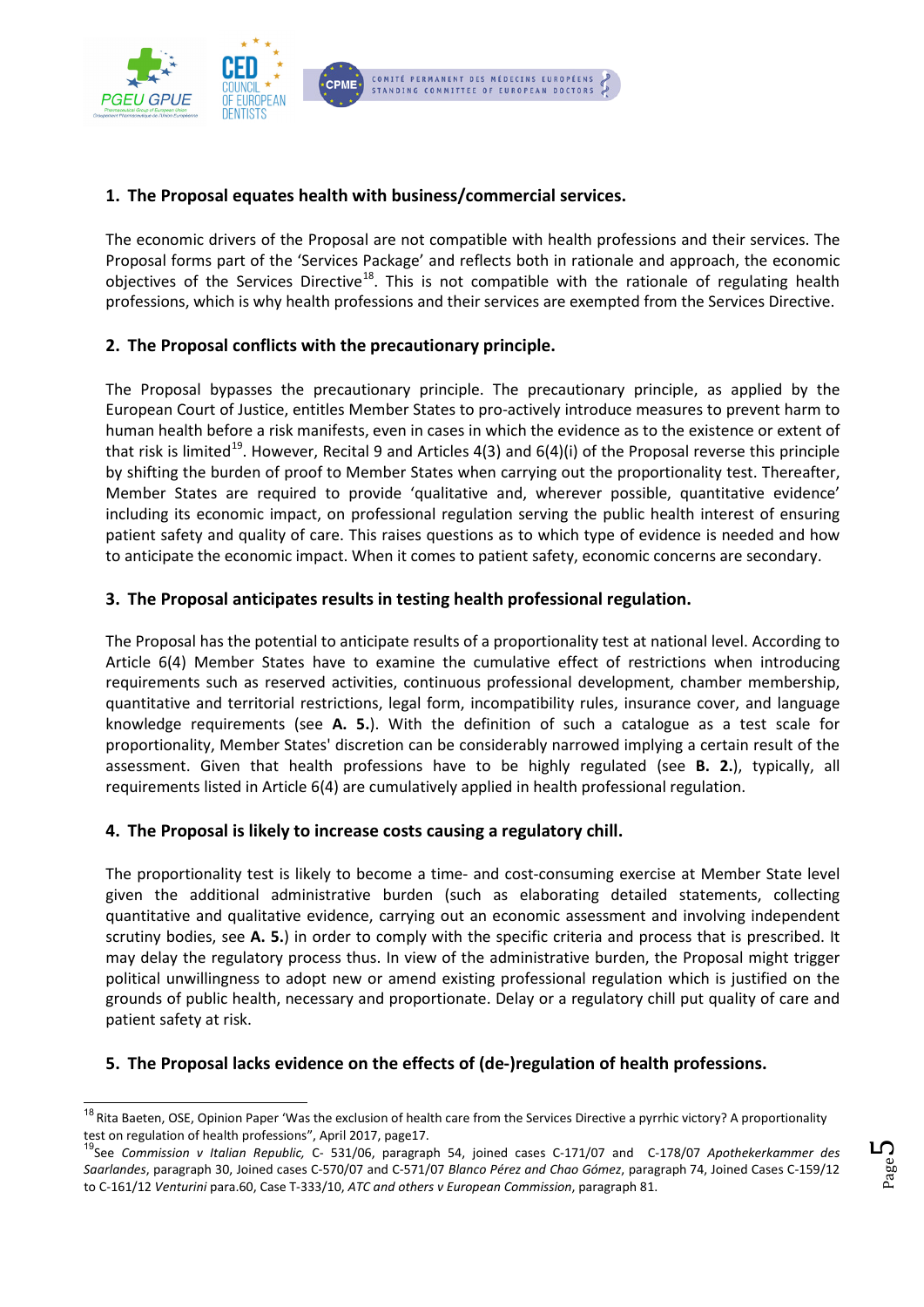## 1. The Proposal equates health with business/commercial services.

The economic drivers of the Proposal are not compatible with health professions and their services. The Proposal forms part of the 'Services Package' and reflects both in rationale and approach, the economic objectives of the Services Directive[18]. This is not compatible with the rationale of regulating health professions, which is why health professions and their services are exempted from the Services Directive.

## 2. The Proposal conflicts with the precautionary principle.

The Proposal bypasses the precautionary principle. The precautionary principle, as applied by the European Court of Justice, entitles Member States to pro-actively introduce measures to prevent harm to human health before a risk manifests, even in cases in which the evidence as to the existence or extent of that risk is limited[19]. However, Recital 9 and Articles 4(3) and 6(4)(i) of the Proposal reverse this principle by shifting the burden of proof to Member States when carrying out the proportionality test. Thereafter, Member States are required to provide 'qualitative and, wherever possible, quantitative evidence' including its economic impact, on professional regulation serving the public health interest of ensuring patient safety and quality of care. This raises questions as to which type of evidence is needed and how to anticipate the economic impact. When it comes to patient safety, economic concerns are secondary.

## 3. The Proposal anticipates results in testing health professional regulation.

The Proposal has the potential to anticipate results of a proportionality test at national level. According to Article 6(4) Member States have to examine the cumulative effect of restrictions when introducing requirements such as reserved activities, continuous professional development, chamber membership, quantitative and territorial restrictions, legal form, incompatibility rules, insurance cover, and language knowledge requirements (see **A. 5.**). With the definition of such a catalogue as a test scale for proportionality, Member States' discretion can be considerably narrowed implying a certain result of the assessment. Given that health professions have to be highly regulated (see **B. 2.**), typically, all requirements listed in Article 6(4) are cumulatively applied in health professional regulation.

## 4. The Proposal is likely to increase costs causing a regulatory chill.

The proportionality test is likely to become a time- and cost-consuming exercise at Member State level given the additional administrative burden (such as elaborating detailed statements, collecting quantitative and qualitative evidence, carrying out an economic assessment and involving independent scrutiny bodies, see **A. 5.**) in order to comply with the specific criteria and process that is prescribed. It may delay the regulatory process thus. In view of the administrative burden, the Proposal might trigger political unwillingness to adopt new or amend existing professional regulation which is justified on the grounds of public health, necessary and proportionate. Delay or a regulatory chill put quality of care and patient safety at risk.

## 5. The Proposal lacks evidence on the effects of (de-)regulation of health professions.

---

[18] Rita Baeten, OSE, Opinion Paper 'Was the exclusion of health care from the Services Directive a pyrrhic victory? A proportionality test on regulation of health professions", April 2017, page17.

[19] See *Commission v Italian Republic,* C- 531/06, paragraph 54, joined cases C-171/07 and C-178/07 *Apothekerkammer des Saarlandes*, paragraph 30, Joined cases C-570/07 and C-571/07 *Blanco Pérez and Chao Gómez*, paragraph 74, Joined Cases C-159/12 to C-161/12 *Venturini* para.60, Case T-333/10, *ATC and others v European Commission*, paragraph 81.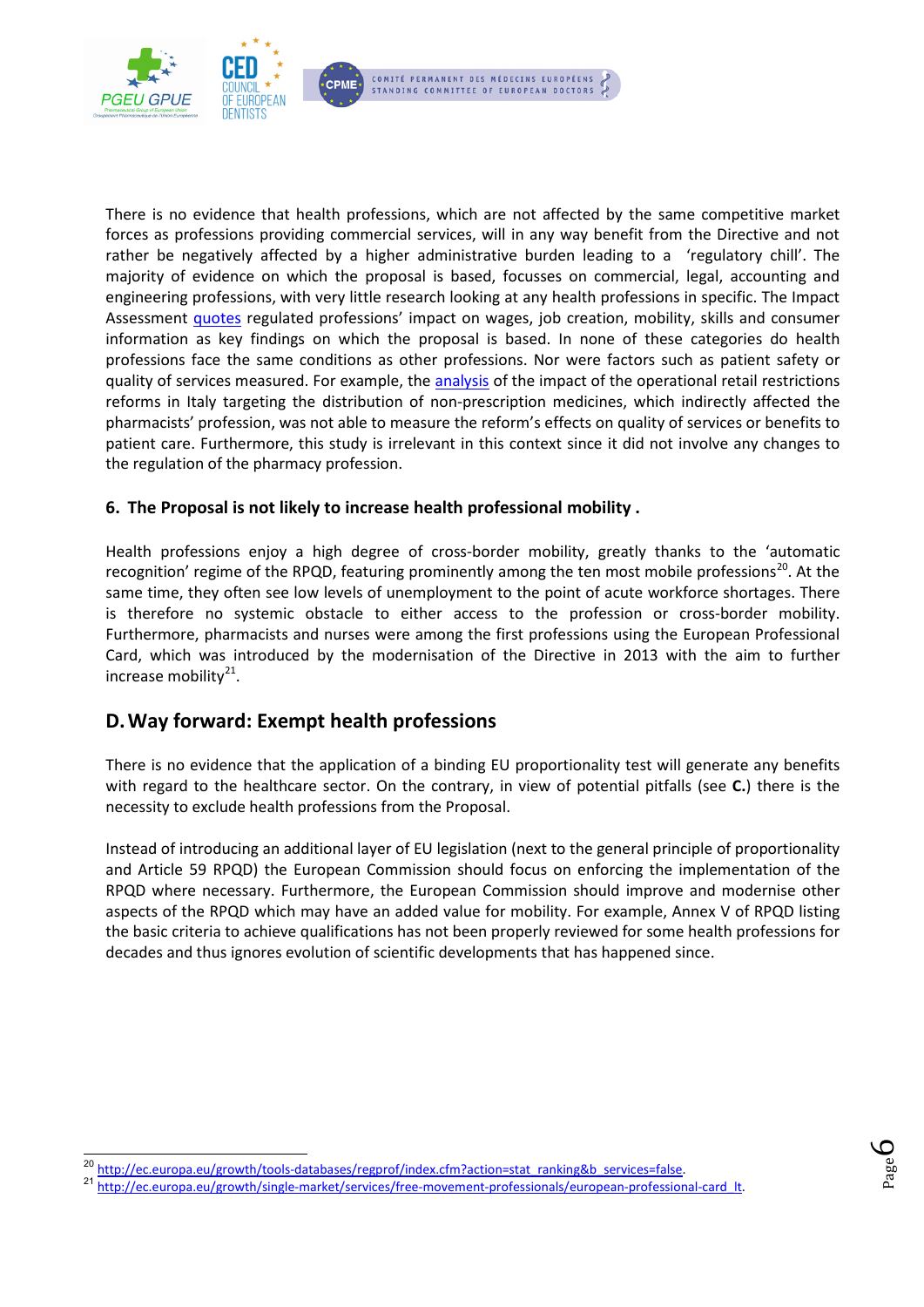There is no evidence that health professions, which are not affected by the same competitive market forces as professions providing commercial services, will in any way benefit from the Directive and not rather be negatively affected by a higher administrative burden leading to a 'regulatory chill'. The majority of evidence on which the proposal is based, focusses on commercial, legal, accounting and engineering professions, with very little research looking at any health professions in specific. The Impact Assessment quotes regulated professions' impact on wages, job creation, mobility, skills and consumer information as key findings on which the proposal is based. In none of these categories do health professions face the same conditions as other professions. Nor were factors such as patient safety or quality of services measured. For example, the analysis of the impact of the operational retail restrictions reforms in Italy targeting the distribution of non-prescription medicines, which indirectly affected the pharmacists' profession, was not able to measure the reform's effects on quality of services or benefits to patient care. Furthermore, this study is irrelevant in this context since it did not involve any changes to the regulation of the pharmacy profession.

### 6. The Proposal is not likely to increase health professional mobility .

Health professions enjoy a high degree of cross-border mobility, greatly thanks to the 'automatic recognition' regime of the RPQD, featuring prominently among the ten most mobile professions[20]. At the same time, they often see low levels of unemployment to the point of acute workforce shortages. There is therefore no systemic obstacle to either access to the profession or cross-border mobility. Furthermore, pharmacists and nurses were among the first professions using the European Professional Card, which was introduced by the modernisation of the Directive in 2013 with the aim to further increase mobility[21].

## D. Way forward: Exempt health professions

There is no evidence that the application of a binding EU proportionality test will generate any benefits with regard to the healthcare sector. On the contrary, in view of potential pitfalls (see **C.**) there is the necessity to exclude health professions from the Proposal.

Instead of introducing an additional layer of EU legislation (next to the general principle of proportionality and Article 59 RPQD) the European Commission should focus on enforcing the implementation of the RPQD where necessary. Furthermore, the European Commission should improve and modernise other aspects of the RPQD which may have an added value for mobility. For example, Annex V of RPQD listing the basic criteria to achieve qualifications has not been properly reviewed for some health professions for decades and thus ignores evolution of scientific developments that has happened since.

---

[20] http://ec.europa.eu/growth/tools-databases/regprof/index.cfm?action=stat_ranking&b_services=false.

[21] http://ec.europa.eu/growth/single-market/services/free-movement-professionals/european-professional-card_lt.